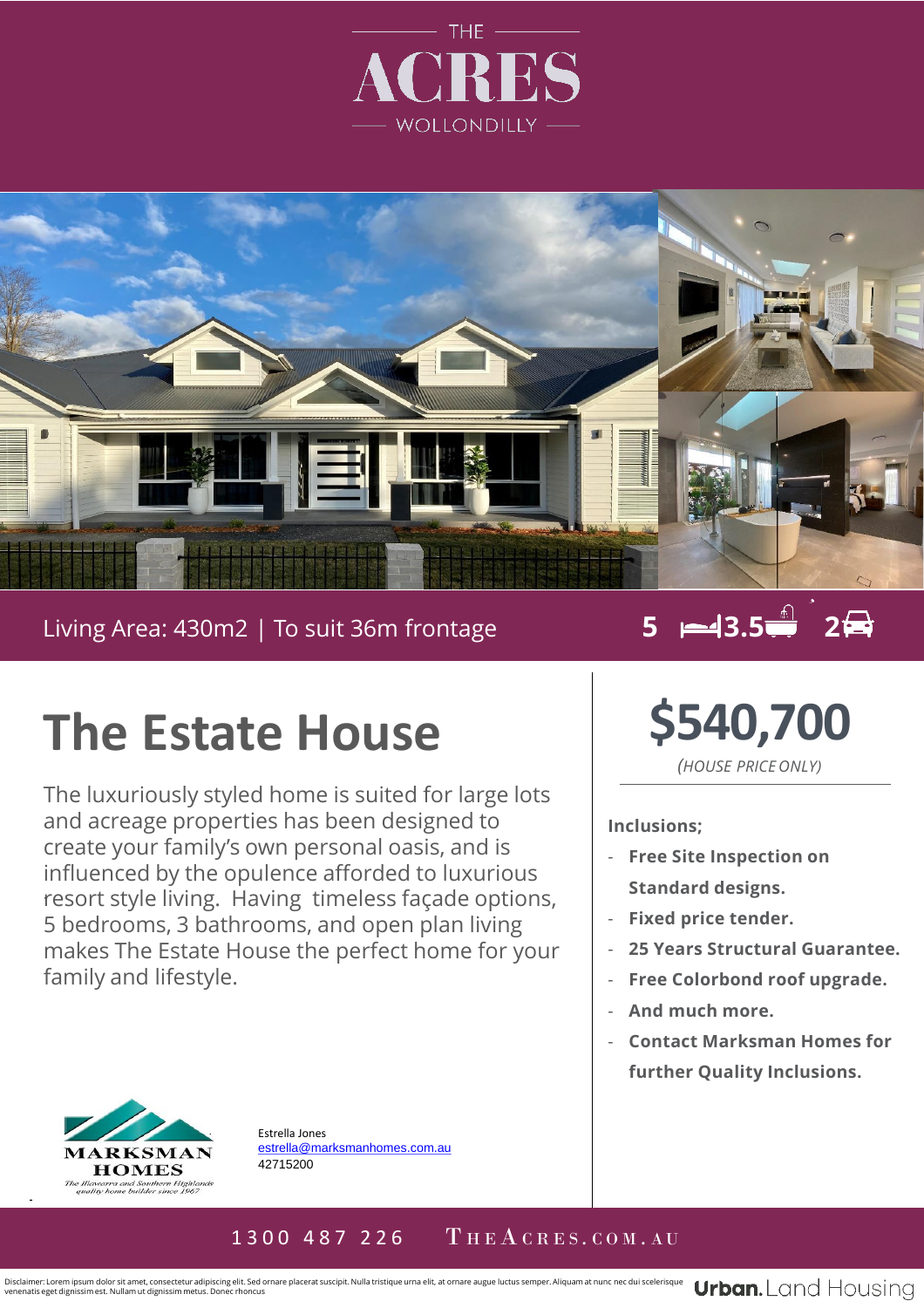THE

# ACRES

WOLLONDILLY

Living Area: 430m2 | To suit 36m frontage

5 3.5 2

# The Estate House

The luxuriously styled home is suited for large lots and acreage properties has been designed to create your family's own personal oasis, and is influenced by the opulence afforded to luxurious resort style living. Having timeless façade options, 5 bedrooms, 3 bathrooms, and open plan living makes The Estate House the perfect home for your family and lifestyle.

## $540,700

*(HOUSE PRICE ONLY)*

**Inclusions;**

- **Free Site Inspection on Standard designs.**
- **Fixed price tender.**
- **25 Years Structural Guarantee.**
- **Free Colorbond roof upgrade.**
- **And much more.**
- **Contact Marksman Homes for further Quality Inclusions.**

MARKSMAN HOMES

*The Illawarra and Southern Highlands quality home builder since 1967*

Estrella Jones
estrella@marksmanhomes.com.au
42715200

1300 487 226 THEACRES.COM.AU

Disclaimer: Lorem ipsum dolor sit amet, consectetur adipiscing elit. Sed ornare placerat suscipit. Nulla tristique urna elit, at ornare augue luctus semper. Aliquam at nunc nec dui scelerisque venenatis eget dignissim est. Nullam ut dignissim metus. Donec rhoncus

**Urban.** Land Housing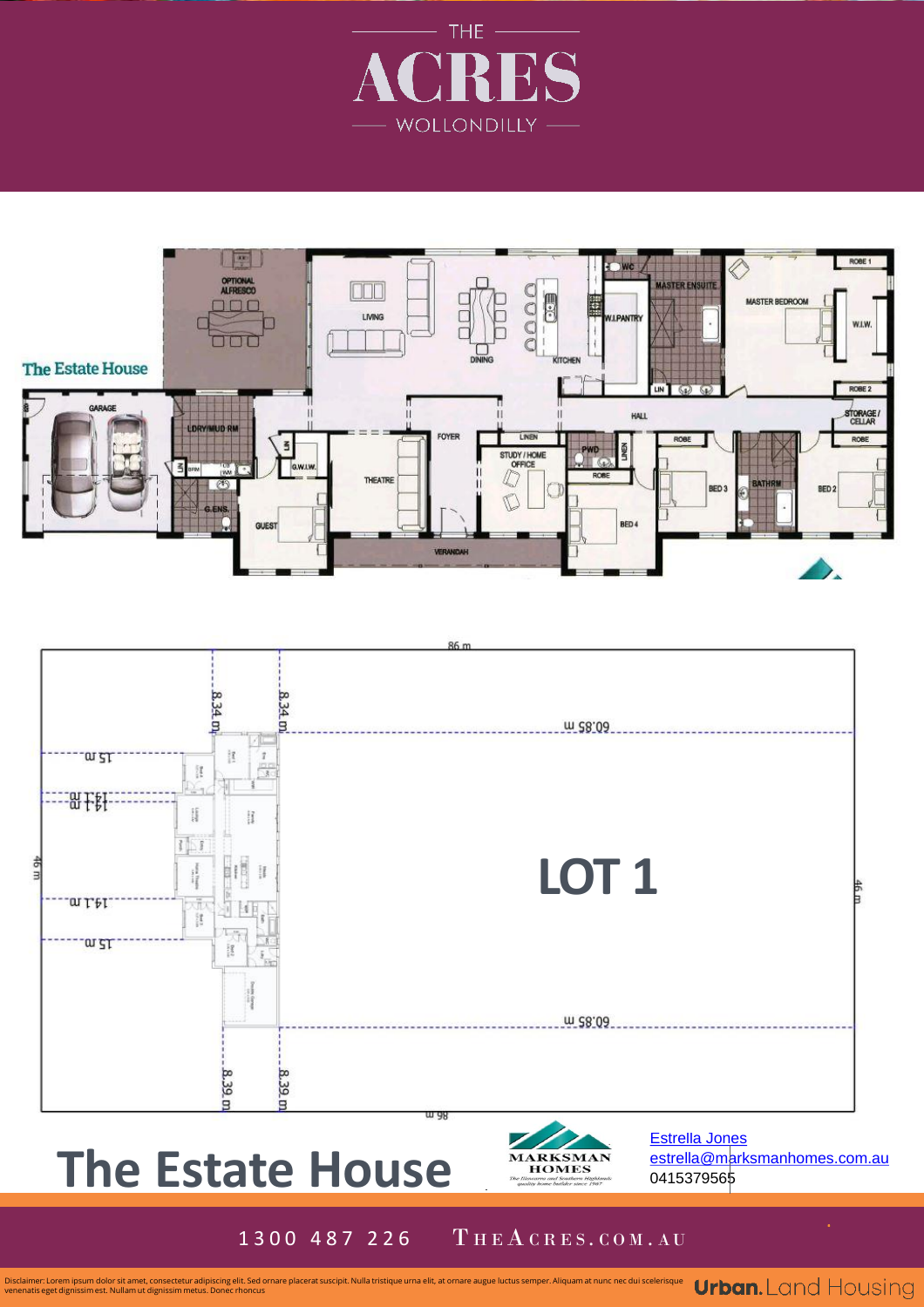THE

# ACRES

WOLLONDILLY

The Estate House

OPTIONAL ALFRESCO

LIVING

DINING

KITCHEN

WC

W.I.PANTRY

MASTER ENSUITE

MASTER BEDROOM

ROBE 1

W.I.W.

ROBE 2

STORAGE / CELLAR

ROBE

LIN

HALL

GARAGE

LDRY/MUD RM

LIN

G.W.I.W.

THEATRE

FOYER

LINEN

STUDY / HOME OFFICE

PWD

LINEN

ROBE

ROBE

BED 3

BATHRM

BED 2

BED 4

G.ENS.

GUEST

VERANDAH

86 m

8.34 m

8.34 m

60.85 m

15 m

14.1 m

46 m

LOT 1

46 m

14.1 m

15 m

60.85 m

8.39 m

8.39 m

86 m

# The Estate House

MARKSMAN HOMES

The Illawarra and Southern Highlands quality home builder since 1967

Estrella Jones
estrella@marksmanhomes.com.au
0415379565

1300 487 226 THEACRES.COM.AU

Disclaimer: Lorem ipsum dolor sit amet, consectetur adipiscing elit. Sed ornare placerat suscipit. Nulla tristique urna elit, at ornare augue luctus semper. Aliquam at nunc nec dui scelerisque venenatis eget dignissim est. Nullam ut dignissim metus. Donec rhoncus

Urban. Land Housing